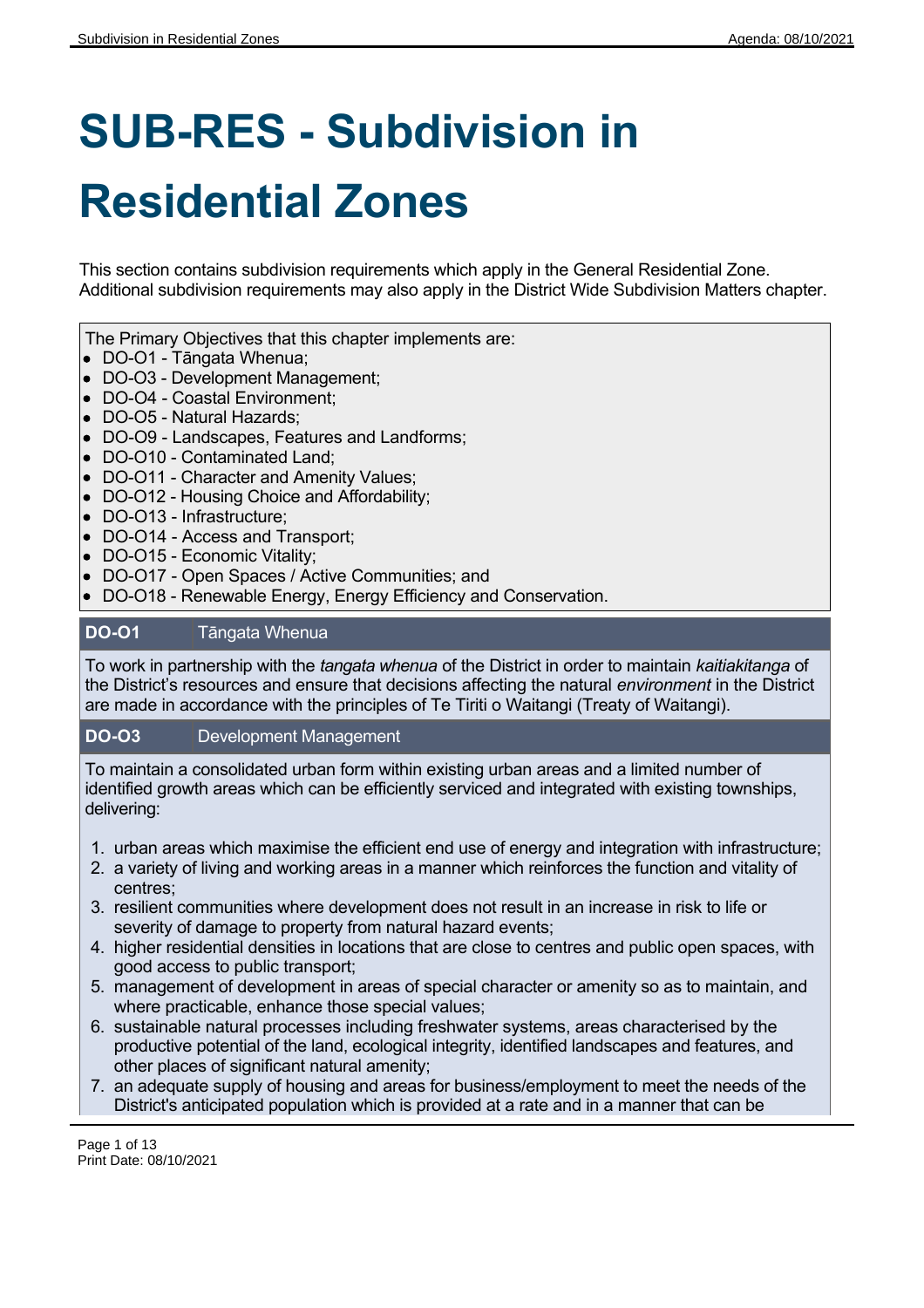# SUB-RES - Subdivision in Residential Zones

This section contains subdivision requirements which apply in the General Residential Zone. Additional subdivision requirements may also apply in the District Wide Subdivision Matters chapter.

The Primary Objectives that this chapter implements are:

- DO-O1 - Tāngata Whenua;
- DO-O3 - Development Management;
- DO-O4 - Coastal Environment;
- DO-O5 - Natural Hazards;
- DO-O9 - Landscapes, Features and Landforms;
- DO-O10 - Contaminated Land;
- DO-O11 - Character and Amenity Values;
- DO-O12 - Housing Choice and Affordability;
- DO-O13 - Infrastructure;
- DO-O14 - Access and Transport;
- DO-O15 - Economic Vitality;
- DO-O17 - Open Spaces / Active Communities; and
- DO-O18 - Renewable Energy, Energy Efficiency and Conservation.

| **DO-O1** | Tāngata Whenua |
|---|---|

To work in partnership with the *tangata whenua* of the District in order to maintain *kaitiakitanga* of the District's resources and ensure that decisions affecting the natural *environment* in the District are made in accordance with the principles of Te Tiriti o Waitangi (Treaty of Waitangi).

| **DO-O3** | Development Management |
|---|---|

To maintain a consolidated urban form within existing urban areas and a limited number of identified growth areas which can be efficiently serviced and integrated with existing townships, delivering:

1. urban areas which maximise the efficient end use of energy and integration with infrastructure;
2. a variety of living and working areas in a manner which reinforces the function and vitality of centres;
3. resilient communities where development does not result in an increase in risk to life or severity of damage to property from natural hazard events;
4. higher residential densities in locations that are close to centres and public open spaces, with good access to public transport;
5. management of development in areas of special character or amenity so as to maintain, and where practicable, enhance those special values;
6. sustainable natural processes including freshwater systems, areas characterised by the productive potential of the land, ecological integrity, identified landscapes and features, and other places of significant natural amenity;
7. an adequate supply of housing and areas for business/employment to meet the needs of the District's anticipated population which is provided at a rate and in a manner that can be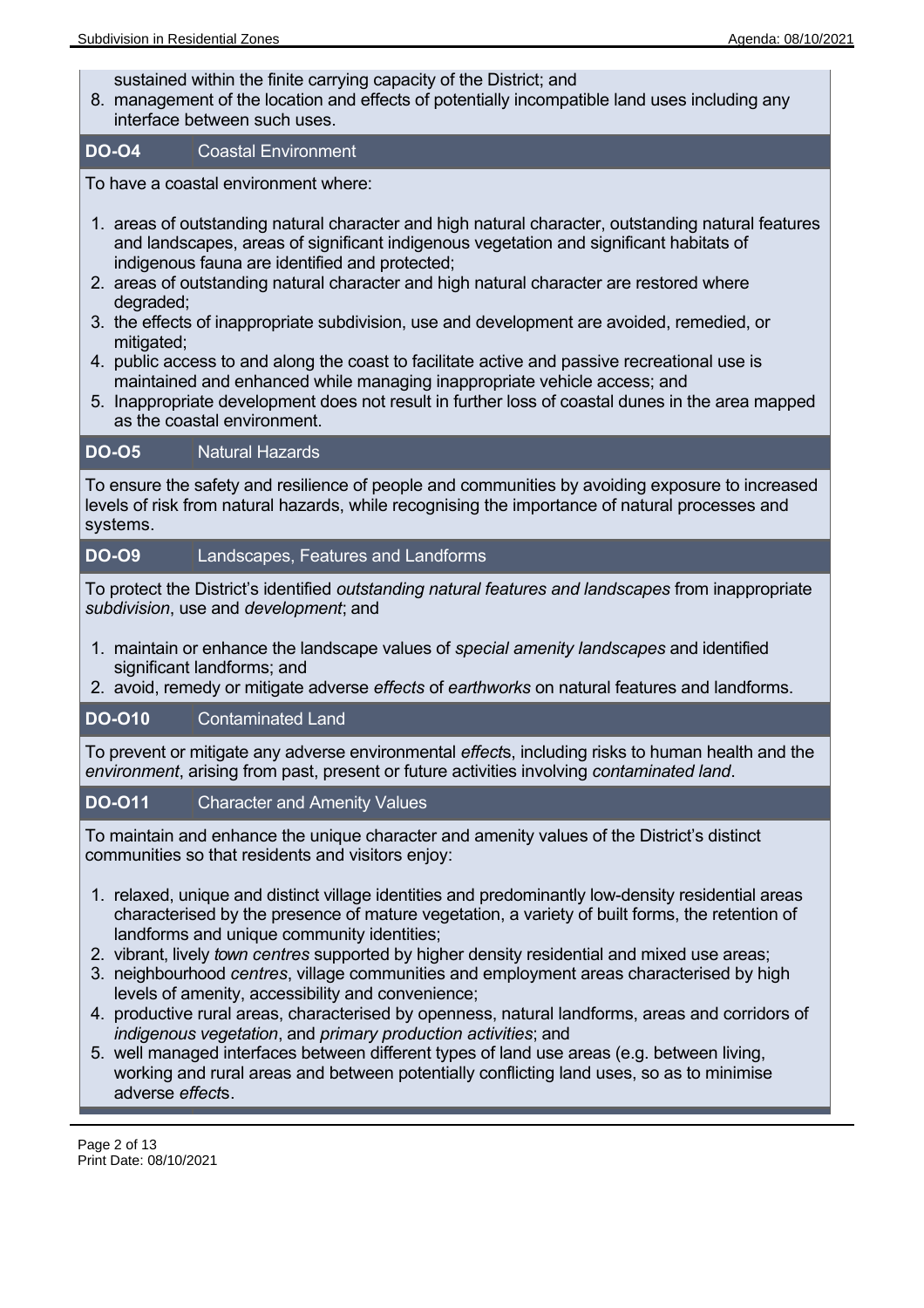sustained within the finite carrying capacity of the District; and

8. management of the location and effects of potentially incompatible land uses including any interface between such uses.

### DO-O4 Coastal Environment

To have a coastal environment where:

1. areas of outstanding natural character and high natural character, outstanding natural features and landscapes, areas of significant indigenous vegetation and significant habitats of indigenous fauna are identified and protected;
2. areas of outstanding natural character and high natural character are restored where degraded;
3. the effects of inappropriate subdivision, use and development are avoided, remedied, or mitigated;
4. public access to and along the coast to facilitate active and passive recreational use is maintained and enhanced while managing inappropriate vehicle access; and
5. Inappropriate development does not result in further loss of coastal dunes in the area mapped as the coastal environment.

### DO-O5 Natural Hazards

To ensure the safety and resilience of people and communities by avoiding exposure to increased levels of risk from natural hazards, while recognising the importance of natural processes and systems.

### DO-O9 Landscapes, Features and Landforms

To protect the District's identified *outstanding natural features and landscapes* from inappropriate *subdivision*, use and *development*; and

1. maintain or enhance the landscape values of *special amenity landscapes* and identified significant landforms; and
2. avoid, remedy or mitigate adverse *effects* of *earthworks* on natural features and landforms.

### DO-O10 Contaminated Land

To prevent or mitigate any adverse environmental *effect*s, including risks to human health and the *environment*, arising from past, present or future activities involving *contaminated land*.

### DO-O11 Character and Amenity Values

To maintain and enhance the unique character and amenity values of the District's distinct communities so that residents and visitors enjoy:

1. relaxed, unique and distinct village identities and predominantly low-density residential areas characterised by the presence of mature vegetation, a variety of built forms, the retention of landforms and unique community identities;
2. vibrant, lively *town centres* supported by higher density residential and mixed use areas;
3. neighbourhood *centres*, village communities and employment areas characterised by high levels of amenity, accessibility and convenience;
4. productive rural areas, characterised by openness, natural landforms, areas and corridors of *indigenous vegetation*, and *primary production activities*; and
5. well managed interfaces between different types of land use areas (e.g. between living, working and rural areas and between potentially conflicting land uses, so as to minimise adverse *effect*s.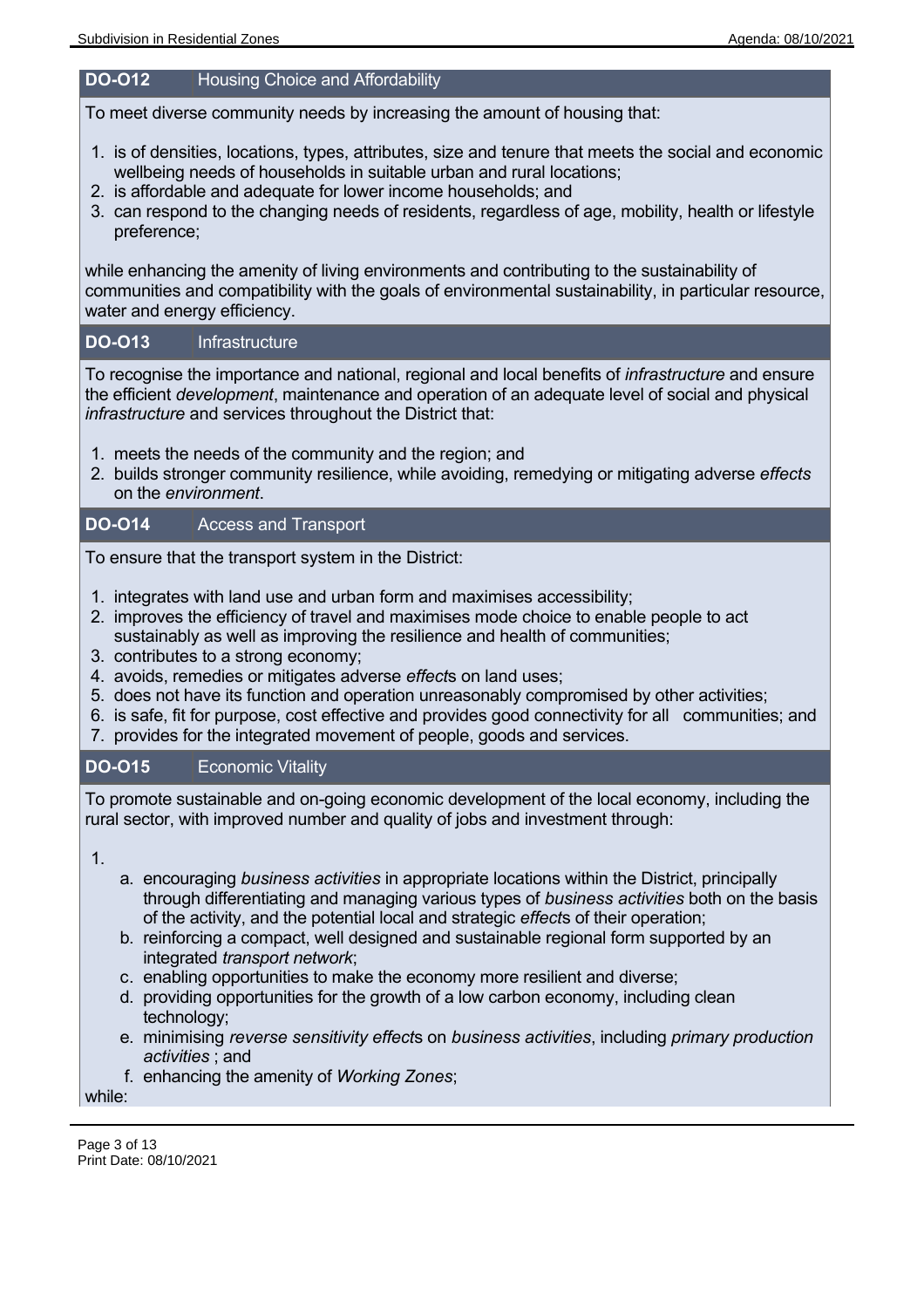## DO-O12 Housing Choice and Affordability

To meet diverse community needs by increasing the amount of housing that:

1. is of densities, locations, types, attributes, size and tenure that meets the social and economic wellbeing needs of households in suitable urban and rural locations;
2. is affordable and adequate for lower income households; and
3. can respond to the changing needs of residents, regardless of age, mobility, health or lifestyle preference;

while enhancing the amenity of living environments and contributing to the sustainability of communities and compatibility with the goals of environmental sustainability, in particular resource, water and energy efficiency.

## DO-O13 Infrastructure

To recognise the importance and national, regional and local benefits of *infrastructure* and ensure the efficient *development*, maintenance and operation of an adequate level of social and physical *infrastructure* and services throughout the District that:

1. meets the needs of the community and the region; and
2. builds stronger community resilience, while avoiding, remedying or mitigating adverse *effects* on the *environment*.

## DO-O14 Access and Transport

To ensure that the transport system in the District:

1. integrates with land use and urban form and maximises accessibility;
2. improves the efficiency of travel and maximises mode choice to enable people to act sustainably as well as improving the resilience and health of communities;
3. contributes to a strong economy;
4. avoids, remedies or mitigates adverse *effect*s on land uses;
5. does not have its function and operation unreasonably compromised by other activities;
6. is safe, fit for purpose, cost effective and provides good connectivity for all communities; and
7. provides for the integrated movement of people, goods and services.

## DO-O15 Economic Vitality

To promote sustainable and on-going economic development of the local economy, including the rural sector, with improved number and quality of jobs and investment through:

1.
   a. encouraging *business activities* in appropriate locations within the District, principally through differentiating and managing various types of *business activities* both on the basis of the activity, and the potential local and strategic *effect*s of their operation;
   b. reinforcing a compact, well designed and sustainable regional form supported by an integrated *transport network*;
   c. enabling opportunities to make the economy more resilient and diverse;
   d. providing opportunities for the growth of a low carbon economy, including clean technology;
   e. minimising *reverse sensitivity effect*s on *business activities*, including *primary production activities* ; and
   f. enhancing the amenity of *Working Zones*;

while: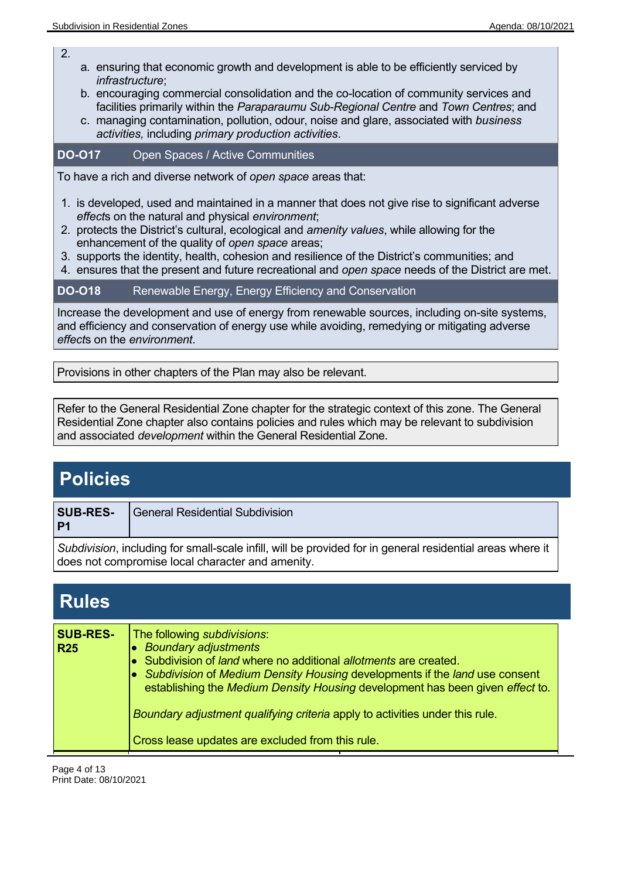2.
   a. ensuring that economic growth and development is able to be efficiently serviced by *infrastructure*;
   b. encouraging commercial consolidation and the co-location of community services and facilities primarily within the *Paraparaumu Sub-Regional Centre* and *Town Centres*; and
   c. managing contamination, pollution, odour, noise and glare, associated with *business activities,* including *primary production activities*.

| **DO-O17** | Open Spaces / Active Communities |
|---|---|

To have a rich and diverse network of *open space* areas that:

1. is developed, used and maintained in a manner that does not give rise to significant adverse *effect*s on the natural and physical *environment*;
2. protects the District's cultural, ecological and *amenity values*, while allowing for the enhancement of the quality of *open space* areas;
3. supports the identity, health, cohesion and resilience of the District's communities; and
4. ensures that the present and future recreational and *open space* needs of the District are met.

| **DO-O18** | Renewable Energy, Energy Efficiency and Conservation |
|---|---|

Increase the development and use of energy from renewable sources, including on-site systems, and efficiency and conservation of energy use while avoiding, remedying or mitigating adverse *effect*s on the *environment*.

Provisions in other chapters of the Plan may also be relevant.

Refer to the General Residential Zone chapter for the strategic context of this zone. The General Residential Zone chapter also contains policies and rules which may be relevant to subdivision and associated *development* within the General Residential Zone.

# Policies

| **SUB-RES-P1** | General Residential Subdivision |
|---|---|

*Subdivision*, including for small-scale infill, will be provided for in general residential areas where it does not compromise local character and amenity.

# Rules

| **SUB-RES-R25** | The following *subdivisions*:<br>• *Boundary adjustments*<br>• Subdivision of *land* where no additional *allotments* are created.<br>• *Subdivision* of *Medium Density Housing* developments if the *land* use consent establishing the *Medium Density Housing* development has been given *effect* to.<br><br>*Boundary adjustment qualifying criteria* apply to activities under this rule.<br><br>Cross lease updates are excluded from this rule. |
|---|---|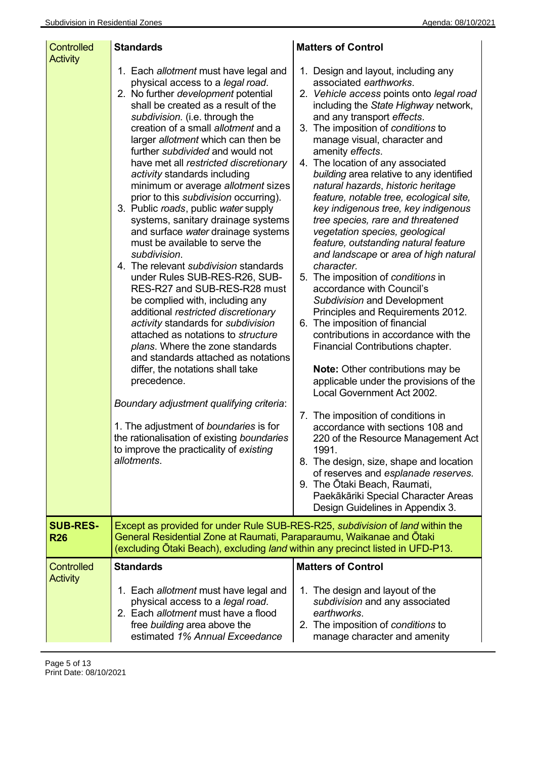| | | |
|---|---|---|
| Controlled Activity | **Standards**<br><br>1. Each *allotment* must have legal and physical access to a *legal road*.<br>2. No further *development* potential shall be created as a result of the *subdivision*. (i.e. through the creation of a small *allotment* and a larger *allotment* which can then be further *subdivided* and would not have met all *restricted discretionary activity* standards including minimum or average *allotment* sizes prior to this *subdivision* occurring).<br>3. Public *roads*, public *water* supply systems, sanitary drainage systems and surface *water* drainage systems must be available to serve the *subdivision*.<br>4. The relevant *subdivision* standards under Rules SUB-RES-R26, SUB-RES-R27 and SUB-RES-R28 must be complied with, including any additional *restricted discretionary activity* standards for *subdivision* attached as notations to *structure plans*. Where the zone standards and standards attached as notations differ, the notations shall take precedence.<br><br>*Boundary adjustment qualifying criteria*:<br><br>1. The adjustment of *boundaries* is for the rationalisation of existing *boundaries* to improve the practicality of *existing allotments*. | **Matters of Control**<br><br>1. Design and layout, including any associated *earthworks*.<br>2. *Vehicle access* points onto *legal road* including the *State Highway* network, and any transport *effects*.<br>3. The imposition of *conditions* to manage visual, character and amenity *effects*.<br>4. The location of any associated *building* area relative to any identified *natural hazards*, *historic heritage feature, notable tree, ecological site, key indigenous tree, key indigenous tree species, rare and threatened vegetation species, geological feature, outstanding natural feature and landscape* or *area of high natural character.*<br>5. The imposition of *conditions* in accordance with Council's *Subdivision* and Development Principles and Requirements 2012.<br>6. The imposition of financial contributions in accordance with the Financial Contributions chapter.<br><br>**Note:** Other contributions may be applicable under the provisions of the Local Government Act 2002.<br><br>7. The imposition of conditions in accordance with sections 108 and 220 of the Resource Management Act 1991.<br>8. The design, size, shape and location of reserves and *esplanade reserves*.<br>9. The Ōtaki Beach, Raumati, Paekākāriki Special Character Areas Design Guidelines in Appendix 3. |
| **SUB-RES-R26** | Except as provided for under Rule SUB-RES-R25, *subdivision* of *land* within the General Residential Zone at Raumati, Paraparaumu, Waikanae and Ōtaki (excluding Ōtaki Beach), excluding *land* within any precinct listed in UFD-P13. | |
| Controlled Activity | **Standards**<br><br>1. Each *allotment* must have legal and physical access to a *legal road*.<br>2. Each *allotment* must have a flood free *building* area above the estimated *1% Annual Exceedance* | **Matters of Control**<br><br>1. The design and layout of the *subdivision* and any associated *earthworks*.<br>2. The imposition of *conditions* to manage character and amenity |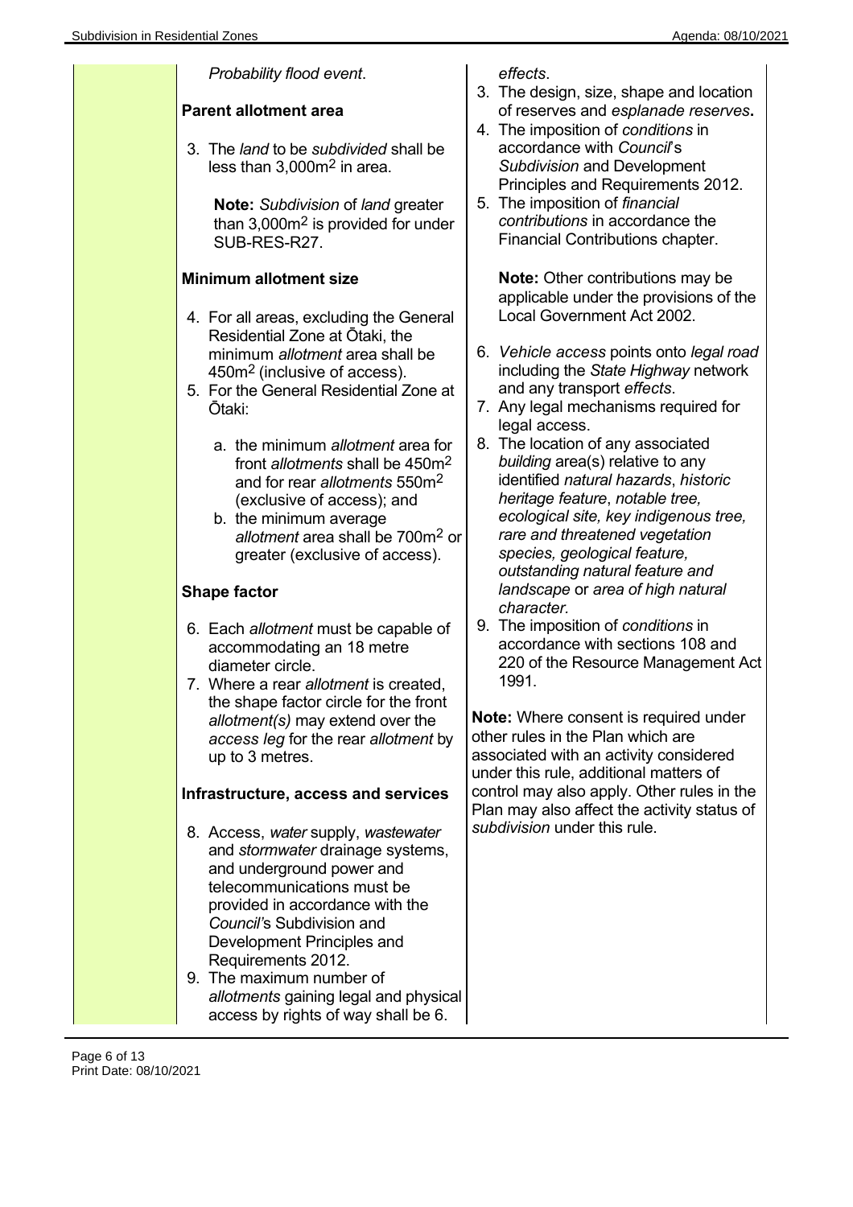*Probability flood event*.

**Parent allotment area**

3. The *land* to be *subdivided* shall be less than 3,000m$^2$ in area.

   **Note:** *Subdivision* of *land* greater than 3,000m$^2$ is provided for under SUB-RES-R27.

**Minimum allotment size**

4. For all areas, excluding the General Residential Zone at Ōtaki, the minimum *allotment* area shall be 450m$^2$ (inclusive of access).
5. For the General Residential Zone at Ōtaki:

   a. the minimum *allotment* area for front *allotments* shall be 450m$^2$ and for rear *allotments* 550m$^2$ (exclusive of access); and
   b. the minimum average *allotment* area shall be 700m$^2$ or greater (exclusive of access).

**Shape factor**

6. Each *allotment* must be capable of accommodating an 18 metre diameter circle.
7. Where a rear *allotment* is created, the shape factor circle for the front *allotment(s)* may extend over the *access leg* for the rear *allotment* by up to 3 metres.

**Infrastructure, access and services**

8. Access, *water* supply, *wastewater* and *stormwater* drainage systems, and underground power and telecommunications must be provided in accordance with the *Council*'s Subdivision and Development Principles and Requirements 2012.
9. The maximum number of *allotments* gaining legal and physical access by rights of way shall be 6.

*effects*.

3. The design, size, shape and location of reserves and *esplanade reserves***.**
4. The imposition of *conditions* in accordance with *Council*'s *Subdivision* and Development Principles and Requirements 2012.
5. The imposition of *financial contributions* in accordance the Financial Contributions chapter.

   **Note:** Other contributions may be applicable under the provisions of the Local Government Act 2002.

6. *Vehicle access* points onto *legal road* including the *State Highway* network and any transport *effects*.
7. Any legal mechanisms required for legal access.
8. The location of any associated *building* area(s) relative to any identified *natural hazards*, *historic heritage feature*, *notable tree, ecological site, key indigenous tree, rare and threatened vegetation species, geological feature, outstanding natural feature and landscape* or *area of high natural character.*
9. The imposition of *conditions* in accordance with sections 108 and 220 of the Resource Management Act 1991.

**Note:** Where consent is required under other rules in the Plan which are associated with an activity considered under this rule, additional matters of control may also apply. Other rules in the Plan may also affect the activity status of *subdivision* under this rule.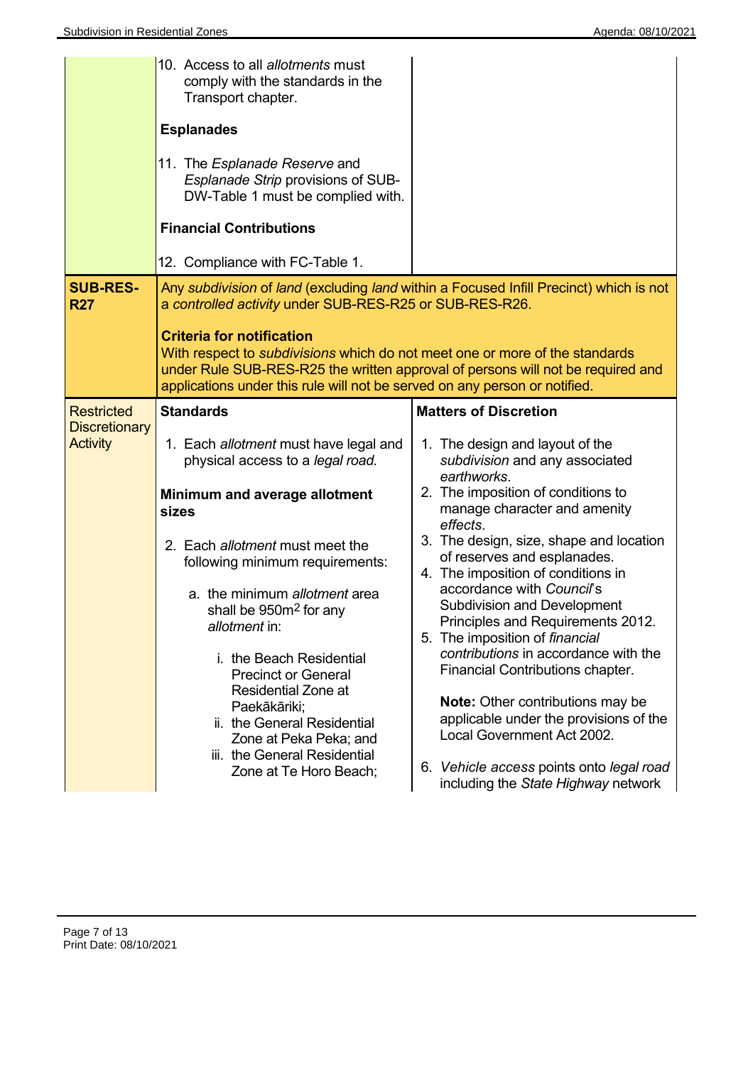| | | |
|---|---|---|
| | 10. Access to all *allotments* must comply with the standards in the Transport chapter.<br><br>**Esplanades**<br><br>11. The *Esplanade Reserve* and *Esplanade Strip* provisions of SUB-DW-Table 1 must be complied with.<br><br>**Financial Contributions**<br><br>12. Compliance with FC-Table 1. | |
| **SUB-RES-R27** | Any *subdivision* of *land* (excluding *land* within a Focused Infill Precinct) which is not a *controlled activity* under SUB-RES-R25 or SUB-RES-R26.<br><br>**Criteria for notification**<br>With respect to *subdivisions* which do not meet one or more of the standards under Rule SUB-RES-R25 the written approval of persons will not be required and applications under this rule will not be served on any person or notified. | |
| Restricted Discretionary Activity | **Standards**<br><br>1. Each *allotment* must have legal and physical access to a *legal road.*<br><br>**Minimum and average allotment sizes**<br><br>2. Each *allotment* must meet the following minimum requirements:<br><br>a. the minimum *allotment* area shall be 950m$^2$ for any *allotment* in:<br><br>i. the Beach Residential Precinct or General Residential Zone at Paekākāriki;<br>ii. the General Residential Zone at Peka Peka; and<br>iii. the General Residential Zone at Te Horo Beach; | **Matters of Discretion**<br><br>1. The design and layout of the *subdivision* and any associated *earthworks*.<br>2. The imposition of conditions to manage character and amenity *effects*.<br>3. The design, size, shape and location of reserves and esplanades.<br>4. The imposition of conditions in accordance with *Council*'s Subdivision and Development Principles and Requirements 2012.<br>5. The imposition of *financial contributions* in accordance with the Financial Contributions chapter.<br><br>**Note:** Other contributions may be applicable under the provisions of the Local Government Act 2002.<br><br>6. *Vehicle access* points onto *legal road* including the *State Highway* network |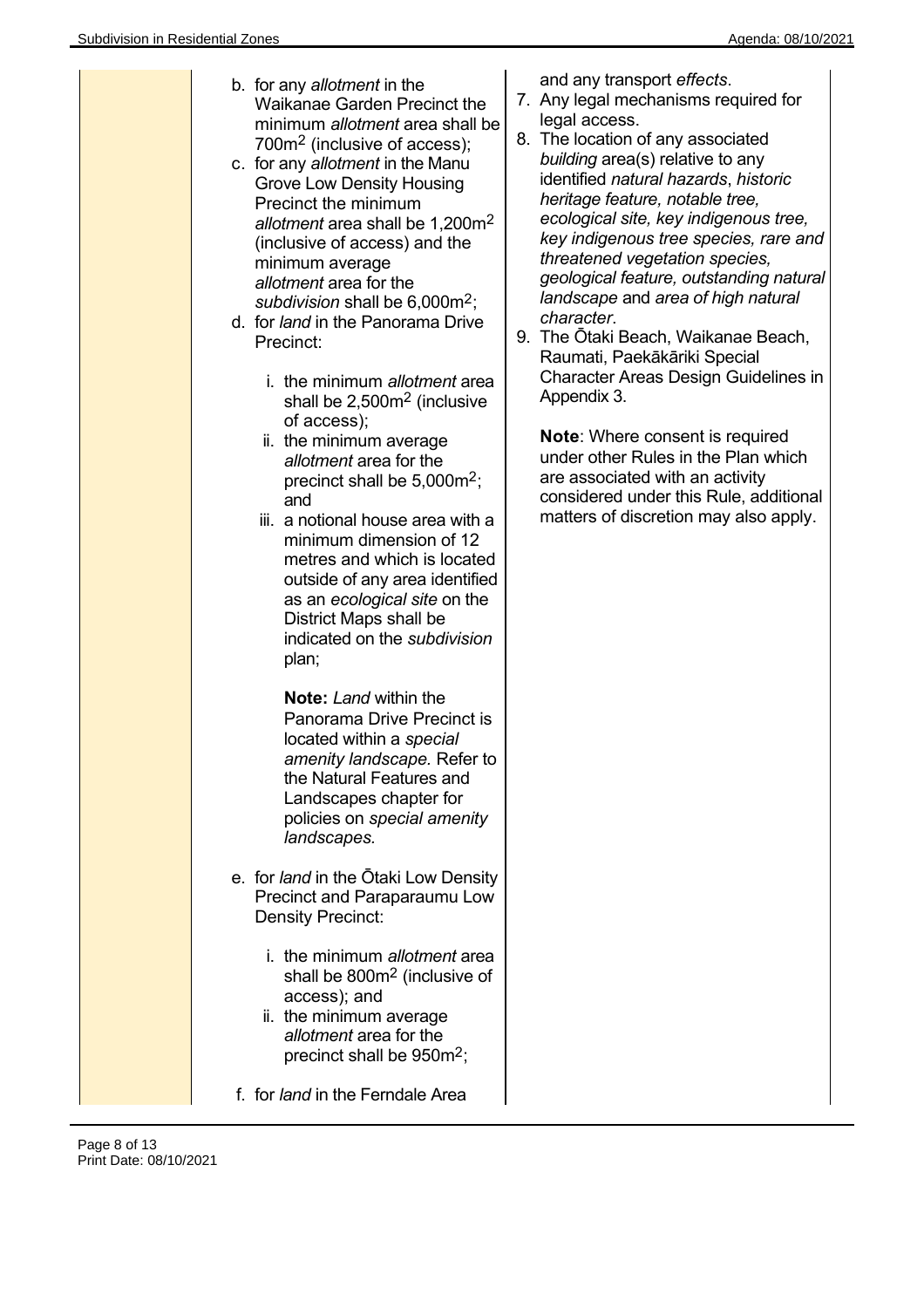b. for any *allotment* in the Waikanae Garden Precinct the minimum *allotment* area shall be 700m$^2$ (inclusive of access);
c. for any *allotment* in the Manu Grove Low Density Housing Precinct the minimum *allotment* area shall be 1,200m$^2$ (inclusive of access) and the minimum average *allotment* area for the *subdivision* shall be 6,000m$^2$;
d. for *land* in the Panorama Drive Precinct:

   i. the minimum *allotment* area shall be 2,500m$^2$ (inclusive of access);
   ii. the minimum average *allotment* area for the precinct shall be 5,000m$^2$; and
   iii. a notional house area with a minimum dimension of 12 metres and which is located outside of any area identified as an *ecological site* on the District Maps shall be indicated on the *subdivision* plan;

   **Note:** *Land* within the Panorama Drive Precinct is located within a *special amenity landscape.* Refer to the Natural Features and Landscapes chapter for policies on *special amenity landscapes.*

e. for *land* in the Ōtaki Low Density Precinct and Paraparaumu Low Density Precinct:

   i. the minimum *allotment* area shall be 800m$^2$ (inclusive of access); and
   ii. the minimum average *allotment* area for the precinct shall be 950m$^2$;

f. for *land* in the Ferndale Area

and any transport *effects*.

7. Any legal mechanisms required for legal access.
8. The location of any associated *building* area(s) relative to any identified *natural hazards*, *historic heritage feature, notable tree, ecological site, key indigenous tree, key indigenous tree species, rare and threatened vegetation species, geological feature, outstanding natural landscape* and *area of high natural character*.
9. The Ōtaki Beach, Waikanae Beach, Raumati, Paekākāriki Special Character Areas Design Guidelines in Appendix 3.

**Note**: Where consent is required under other Rules in the Plan which are associated with an activity considered under this Rule, additional matters of discretion may also apply.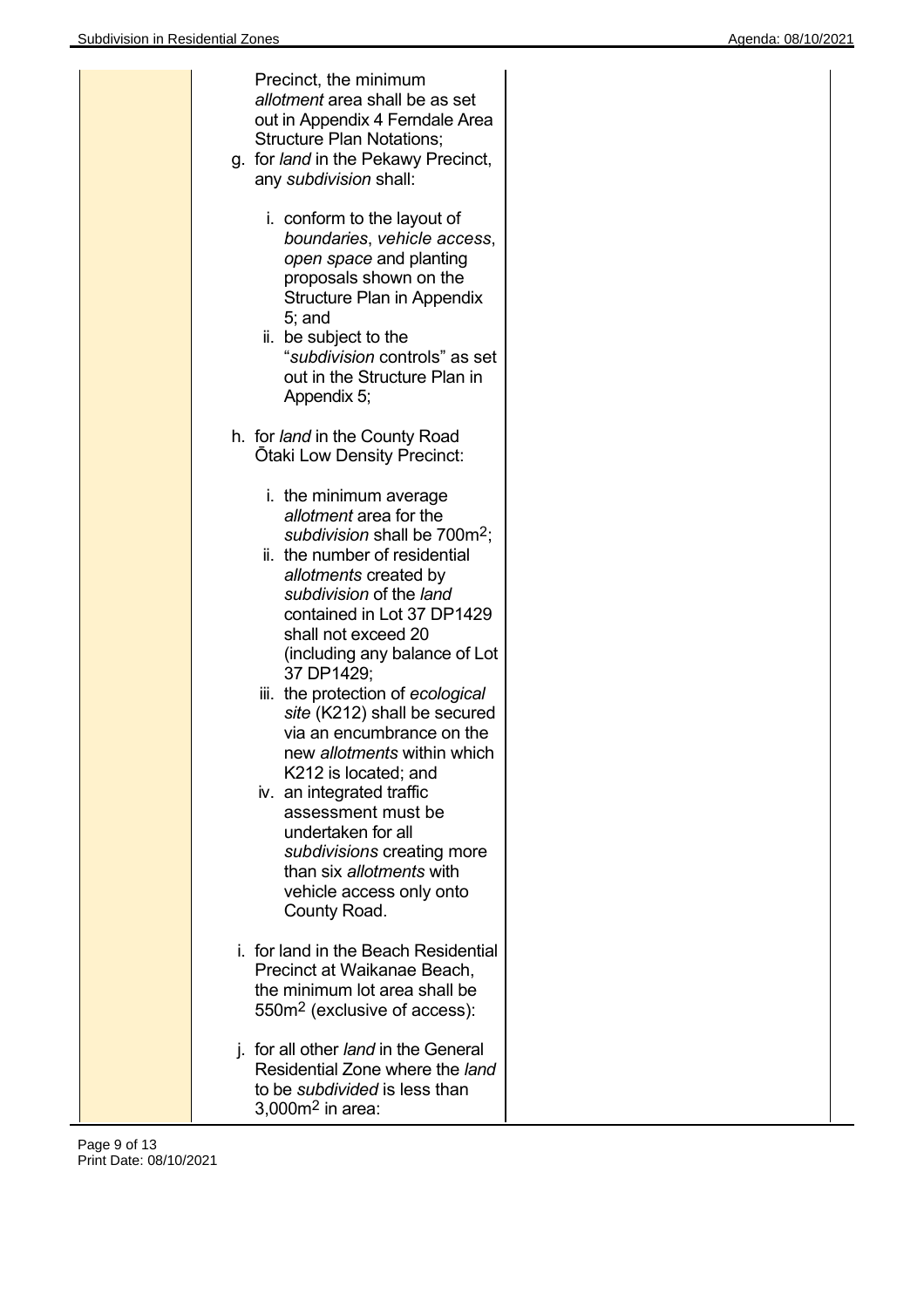| | | |
|---|---|---|
| | Precinct, the minimum *allotment* area shall be as set out in Appendix 4 Ferndale Area Structure Plan Notations;<br><br>g. for *land* in the Pekawy Precinct, any *subdivision* shall:<br><br>i. conform to the layout of *boundaries*, *vehicle access*, *open space* and planting proposals shown on the Structure Plan in Appendix 5; and<br>ii. be subject to the "*subdivision* controls" as set out in the Structure Plan in Appendix 5;<br><br>h. for *land* in the County Road Ōtaki Low Density Precinct:<br><br>i. the minimum average *allotment* area for the *subdivision* shall be 700m$^2$;<br>ii. the number of residential *allotments* created by *subdivision* of the *land* contained in Lot 37 DP1429 shall not exceed 20 (including any balance of Lot 37 DP1429;<br>iii. the protection of *ecological site* (K212) shall be secured via an encumbrance on the new *allotments* within which K212 is located; and<br>iv. an integrated traffic assessment must be undertaken for all *subdivisions* creating more than six *allotments* with vehicle access only onto County Road.<br><br>i. for land in the Beach Residential Precinct at Waikanae Beach, the minimum lot area shall be 550m$^2$ (exclusive of access):<br><br>j. for all other *land* in the General Residential Zone where the *land* to be *subdivided* is less than 3,000m$^2$ in area: | |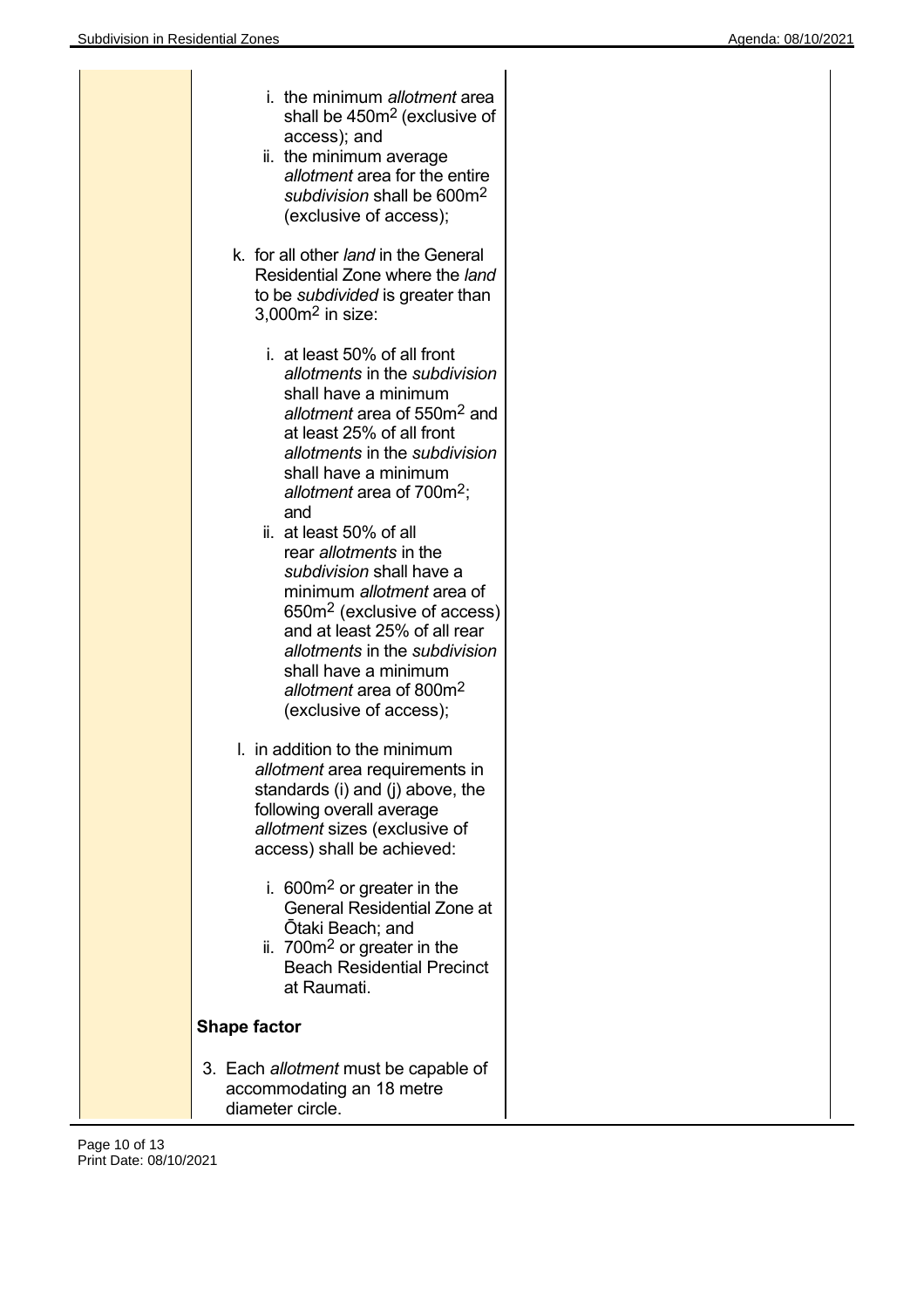i. the minimum *allotment* area shall be $450m^2$ (exclusive of access); and
ii. the minimum average *allotment* area for the entire *subdivision* shall be $600m^2$ (exclusive of access);

k. for all other *land* in the General Residential Zone where the *land* to be *subdivided* is greater than $3,000m^2$ in size:

  i. at least 50% of all front *allotments* in the *subdivision* shall have a minimum *allotment* area of $550m^2$ and at least 25% of all front *allotments* in the *subdivision* shall have a minimum *allotment* area of $700m^2$; and
  ii. at least 50% of all rear *allotments* in the *subdivision* shall have a minimum *allotment* area of $650m^2$ (exclusive of access) and at least 25% of all rear *allotments* in the *subdivision* shall have a minimum *allotment* area of $800m^2$ (exclusive of access);

l. in addition to the minimum *allotment* area requirements in standards (i) and (j) above, the following overall average *allotment* sizes (exclusive of access) shall be achieved:

  i. $600m^2$ or greater in the General Residential Zone at Ōtaki Beach; and
  ii. $700m^2$ or greater in the Beach Residential Precinct at Raumati.

**Shape factor**

3. Each *allotment* must be capable of accommodating an 18 metre diameter circle.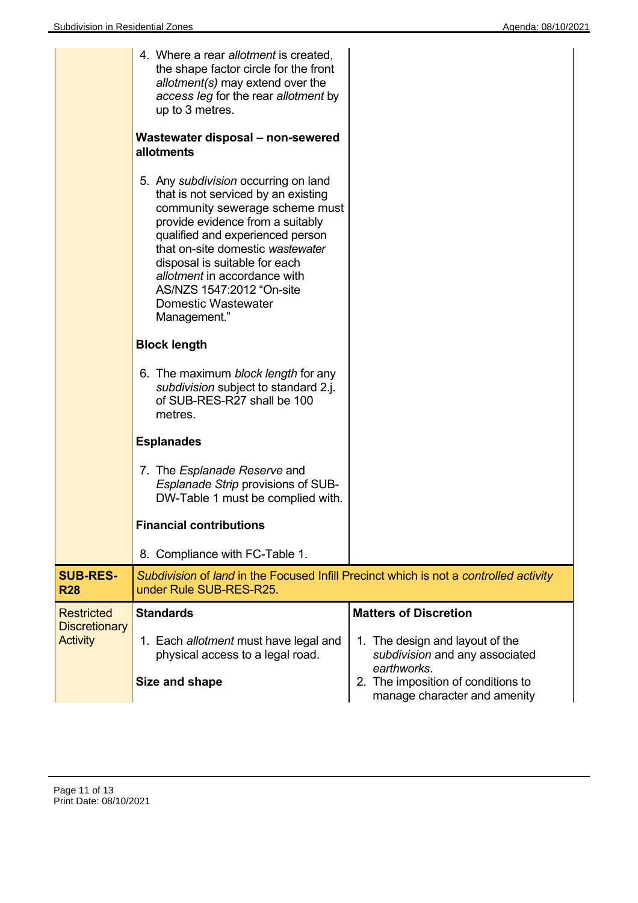| | | |
|---|---|---|
| | 4. Where a rear *allotment* is created, the shape factor circle for the front *allotment(s)* may extend over the *access leg* for the rear *allotment* by up to 3 metres.<br><br>**Wastewater disposal – non-sewered allotments**<br><br>5. Any *subdivision* occurring on land that is not serviced by an existing community sewerage scheme must provide evidence from a suitably qualified and experienced person that on-site domestic *wastewater* disposal is suitable for each *allotment* in accordance with AS/NZS 1547:2012 "On-site Domestic Wastewater Management."<br><br>**Block length**<br><br>6. The maximum *block length* for any *subdivision* subject to standard 2.j. of SUB-RES-R27 shall be 100 metres.<br><br>**Esplanades**<br><br>7. The *Esplanade Reserve* and *Esplanade Strip* provisions of SUB-DW-Table 1 must be complied with.<br><br>**Financial contributions**<br><br>8. Compliance with FC-Table 1. | |
| **SUB-RES-R28** | *Subdivision* of *land* in the Focused Infill Precinct which is not a *controlled activity* under Rule SUB-RES-R25. | |
| Restricted Discretionary Activity | **Standards**<br><br>1. Each *allotment* must have legal and physical access to a legal road.<br><br>**Size and shape** | **Matters of Discretion**<br><br>1. The design and layout of the *subdivision* and any associated *earthworks*.<br>2. The imposition of conditions to manage character and amenity |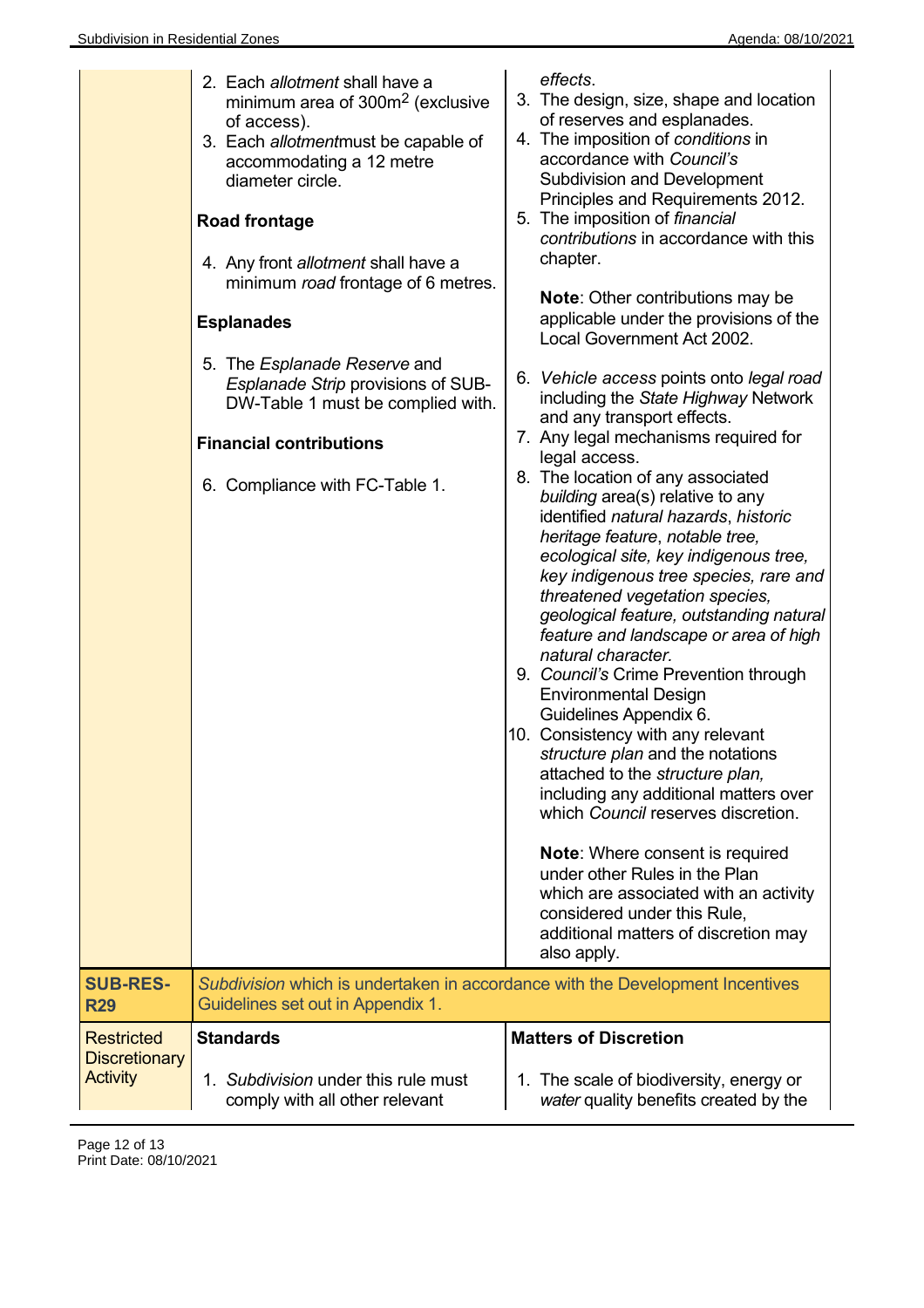| | | |
|---|---|---|
| | 2. Each *allotment* shall have a minimum area of 300m$^2$ (exclusive of access).<br>3. Each *allotment* must be capable of accommodating a 12 metre diameter circle.<br><br>**Road frontage**<br><br>4. Any front *allotment* shall have a minimum *road* frontage of 6 metres.<br><br>**Esplanades**<br><br>5. The *Esplanade Reserve* and *Esplanade Strip* provisions of SUB-DW-Table 1 must be complied with.<br><br>**Financial contributions**<br><br>6. Compliance with FC-Table 1. | *effects*.<br>3. The design, size, shape and location of reserves and esplanades.<br>4. The imposition of *conditions* in accordance with *Council's* Subdivision and Development Principles and Requirements 2012.<br>5. The imposition of *financial contributions* in accordance with this chapter.<br><br>**Note**: Other contributions may be applicable under the provisions of the Local Government Act 2002.<br><br>6. *Vehicle access* points onto *legal road* including the *State Highway* Network and any transport effects.<br>7. Any legal mechanisms required for legal access.<br>8. The location of any associated *building* area(s) relative to any identified *natural hazards*, *historic heritage feature*, *notable tree, ecological site, key indigenous tree, key indigenous tree species, rare and threatened vegetation species, geological feature, outstanding natural feature and landscape or area of high natural character*.<br>9. *Council's* Crime Prevention through Environmental Design Guidelines Appendix 6.<br>10. Consistency with any relevant *structure plan* and the notations attached to the *structure plan,* including any additional matters over which *Council* reserves discretion.<br><br>**Note**: Where consent is required under other Rules in the Plan which are associated with an activity considered under this Rule, additional matters of discretion may also apply. |
| **SUB-RES-R29** | *Subdivision* which is undertaken in accordance with the Development Incentives Guidelines set out in Appendix 1. | |
| Restricted Discretionary Activity | **Standards**<br><br>1. *Subdivision* under this rule must comply with all other relevant | **Matters of Discretion**<br><br>1. The scale of biodiversity, energy or *water* quality benefits created by the |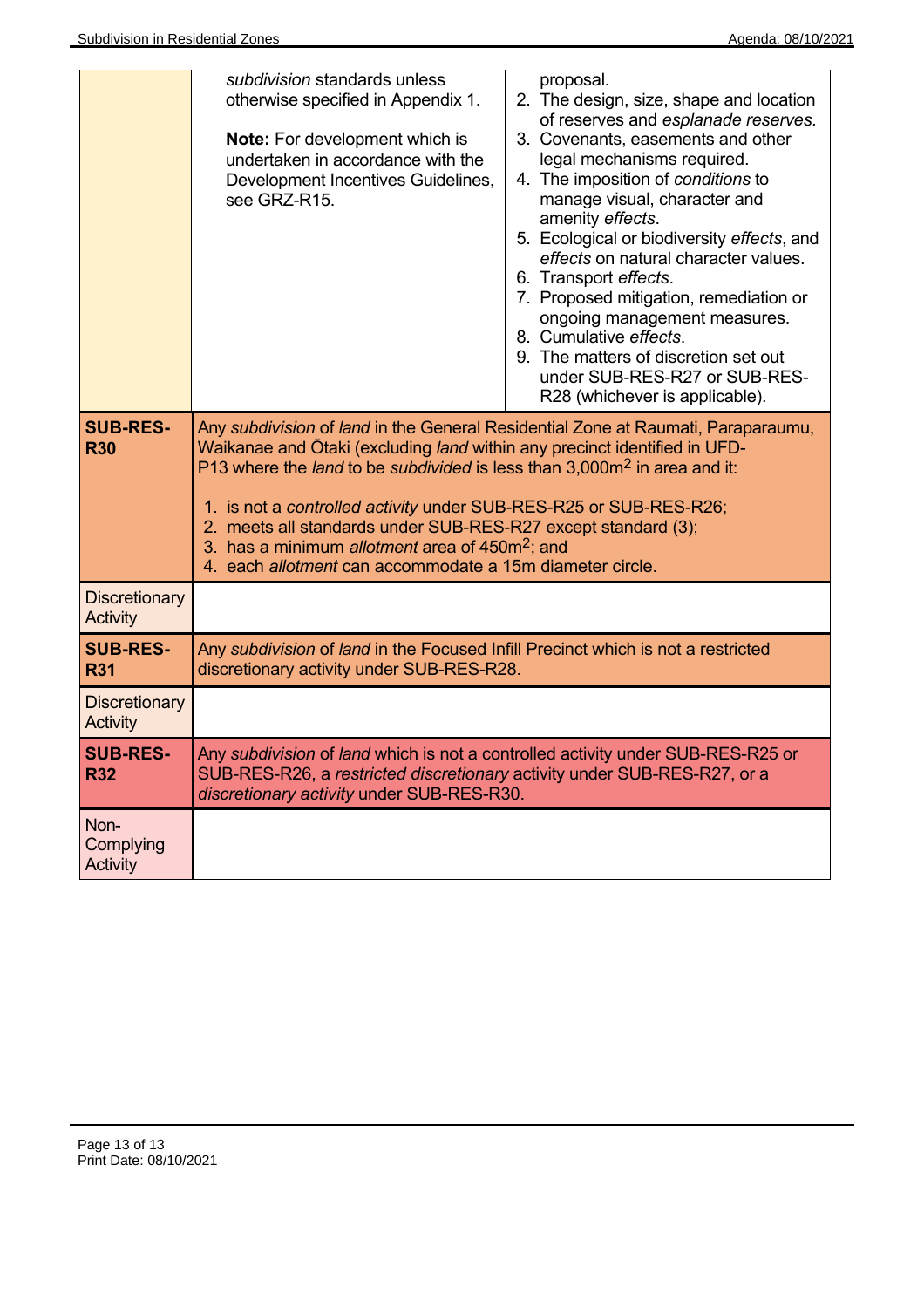| | | |
|---|---|---|
| | *subdivision* standards unless otherwise specified in Appendix 1.<br><br>**Note:** For development which is undertaken in accordance with the Development Incentives Guidelines, see GRZ-R15. | proposal.<br>2. The design, size, shape and location of reserves and *esplanade reserves.*<br>3. Covenants, easements and other legal mechanisms required.<br>4. The imposition of *conditions* to manage visual, character and amenity *effects*.<br>5. Ecological or biodiversity *effects*, and *effects* on natural character values.<br>6. Transport *effects*.<br>7. Proposed mitigation, remediation or ongoing management measures.<br>8. Cumulative *effects*.<br>9. The matters of discretion set out under SUB-RES-R27 or SUB-RES-R28 (whichever is applicable). |
| **SUB-RES-R30** | Any *subdivision* of *land* in the General Residential Zone at Raumati, Paraparaumu, Waikanae and Ōtaki (excluding *land* within any precinct identified in UFD-P13 where the *land* to be *subdivided* is less than 3,000m² in area and it:<br><br>1. is not a *controlled activity* under SUB-RES-R25 or SUB-RES-R26;<br>2. meets all standards under SUB-RES-R27 except standard (3);<br>3. has a minimum *allotment* area of 450m²; and<br>4. each *allotment* can accommodate a 15m diameter circle. | |
| Discretionary Activity | | |
| **SUB-RES-R31** | Any *subdivision* of *land* in the Focused Infill Precinct which is not a restricted discretionary activity under SUB-RES-R28. | |
| Discretionary Activity | | |
| **SUB-RES-R32** | Any *subdivision* of *land* which is not a controlled activity under SUB-RES-R25 or SUB-RES-R26, a *restricted discretionary* activity under SUB-RES-R27, or a *discretionary activity* under SUB-RES-R30. | |
| Non-Complying Activity | | |